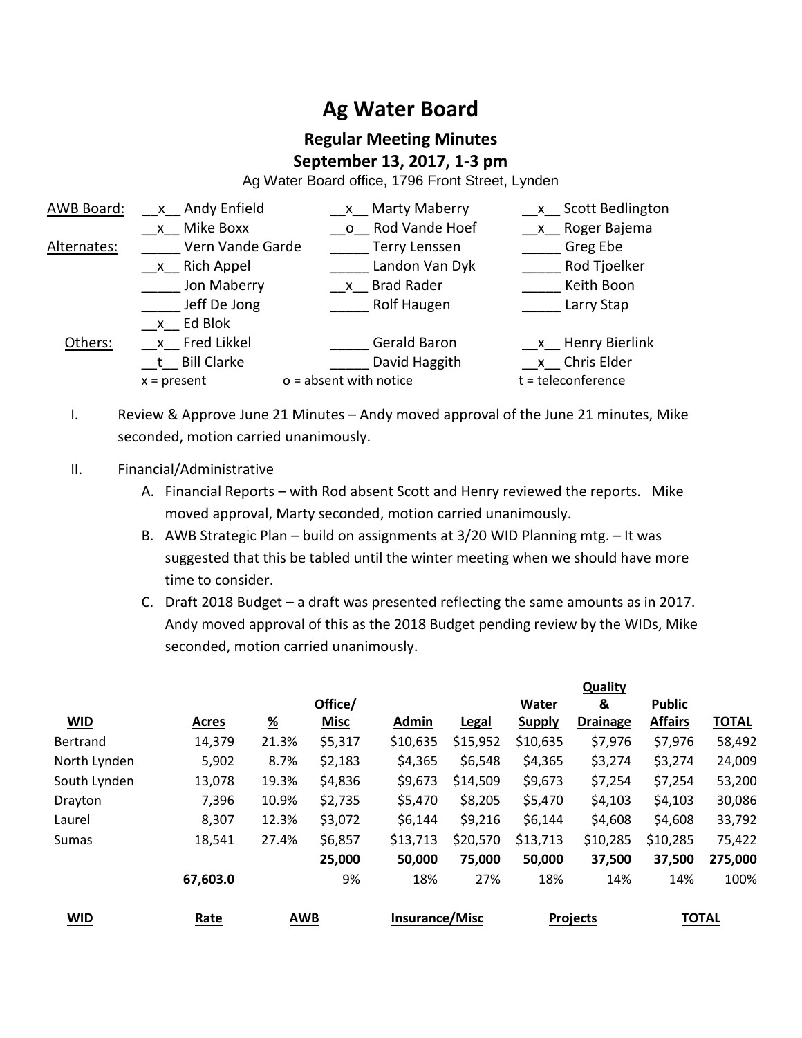# Ag Water Board

## Regular Meeting Minutes

### September 13, 2017, 1-3 pm

Ag Water Board office, 1796 Front Street, Lynden

| | | | |
|---|---|---|---|
| AWB Board: | \_\_x\_\_ Andy Enfield | \_\_x\_\_ Marty Maberry | \_\_x\_\_ Scott Bedlington |
| | \_\_x\_\_ Mike Boxx | \_\_o\_\_ Rod Vande Hoef | \_\_x\_\_ Roger Bajema |
| Alternates: | \_\_\_\_\_ Vern Vande Garde | \_\_\_\_\_ Terry Lenssen | \_\_\_\_\_ Greg Ebe |
| | \_\_x\_\_ Rich Appel | \_\_\_\_\_ Landon Van Dyk | \_\_\_\_\_ Rod Tjoelker |
| | \_\_\_\_\_ Jon Maberry | \_\_x\_\_ Brad Rader | \_\_\_\_\_ Keith Boon |
| | \_\_\_\_\_ Jeff De Jong | \_\_\_\_\_ Rolf Haugen | \_\_\_\_\_ Larry Stap |
| | \_\_x\_\_ Ed Blok | | |
| Others: | \_\_x\_\_ Fred Likkel | \_\_\_\_\_ Gerald Baron | \_\_x\_\_ Henry Bierlink |
| | \_\_t\_\_ Bill Clarke | \_\_\_\_\_ David Haggith | \_\_x\_\_ Chris Elder |
| | x = present | o = absent with notice | t = teleconference |

I. Review & Approve June 21 Minutes – Andy moved approval of the June 21 minutes, Mike seconded, motion carried unanimously.

II. Financial/Administrative

A. Financial Reports – with Rod absent Scott and Henry reviewed the reports. Mike moved approval, Marty seconded, motion carried unanimously.

B. AWB Strategic Plan – build on assignments at 3/20 WID Planning mtg. – It was suggested that this be tabled until the winter meeting when we should have more time to consider.

C. Draft 2018 Budget – a draft was presented reflecting the same amounts as in 2017. Andy moved approval of this as the 2018 Budget pending review by the WIDs, Mike seconded, motion carried unanimously.

| WID | Acres | % | Office/ Misc | Admin | Legal | Water Supply | Quality & Drainage | Public Affairs | TOTAL |
|---|---|---|---|---|---|---|---|---|---|
| Bertrand | 14,379 | 21.3% | $5,317 | $10,635 | $15,952 | $10,635 | $7,976 | $7,976 | 58,492 |
| North Lynden | 5,902 | 8.7% | $2,183 | $4,365 | $6,548 | $4,365 | $3,274 | $3,274 | 24,009 |
| South Lynden | 13,078 | 19.3% | $4,836 | $9,673 | $14,509 | $9,673 | $7,254 | $7,254 | 53,200 |
| Drayton | 7,396 | 10.9% | $2,735 | $5,470 | $8,205 | $5,470 | $4,103 | $4,103 | 30,086 |
| Laurel | 8,307 | 12.3% | $3,072 | $6,144 | $9,216 | $6,144 | $4,608 | $4,608 | 33,792 |
| Sumas | 18,541 | 27.4% | $6,857 | $13,713 | $20,570 | $13,713 | $10,285 | $10,285 | 75,422 |
| | | | **25,000** | **50,000** | **75,000** | **50,000** | **37,500** | **37,500** | **275,000** |
| | **67,603.0** | | 9% | 18% | 27% | 18% | 14% | 14% | 100% |

| WID | Rate | AWB | Insurance/Misc | Projects | TOTAL |
|---|---|---|---|---|---|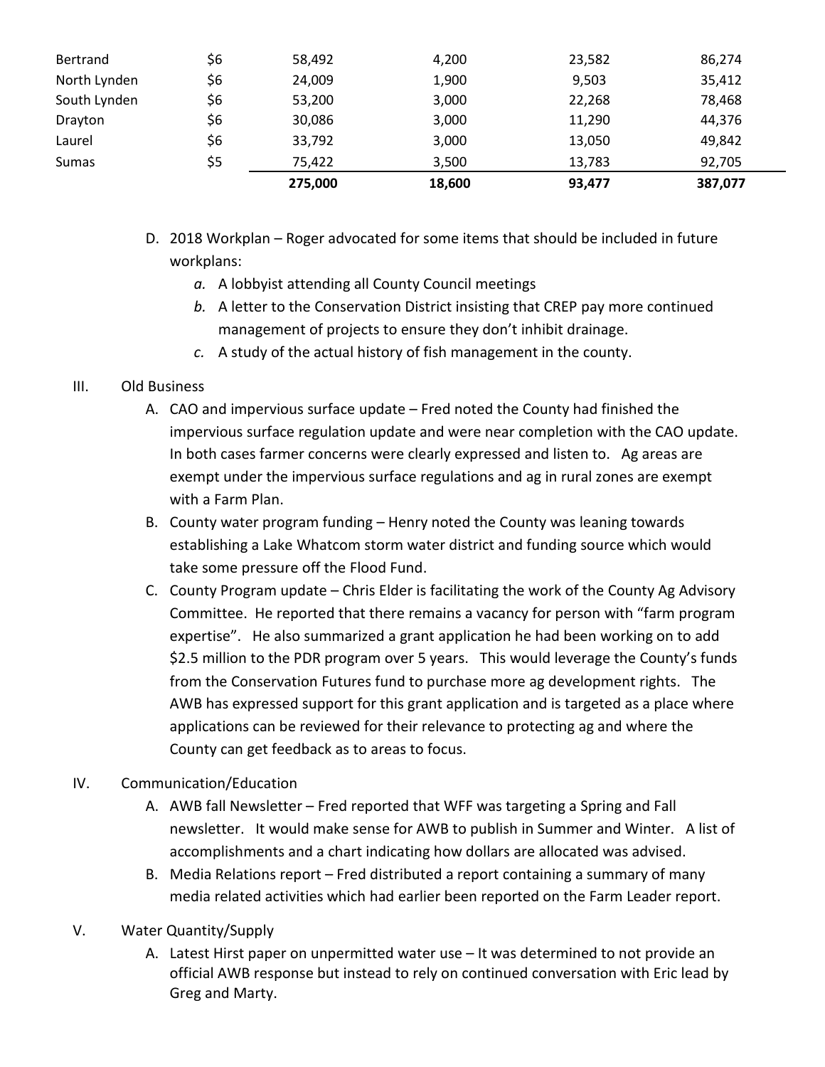| | | | | | |
|---|---|---|---|---|---|
| Bertrand | $6 | 58,492 | 4,200 | 23,582 | 86,274 |
| North Lynden | $6 | 24,009 | 1,900 | 9,503 | 35,412 |
| South Lynden | $6 | 53,200 | 3,000 | 22,268 | 78,468 |
| Drayton | $6 | 30,086 | 3,000 | 11,290 | 44,376 |
| Laurel | $6 | 33,792 | 3,000 | 13,050 | 49,842 |
| Sumas | $5 | 75,422 | 3,500 | 13,783 | 92,705 |
| | | **275,000** | **18,600** | **93,477** | **387,077** |

D. 2018 Workplan – Roger advocated for some items that should be included in future workplans:

  *a.* A lobbyist attending all County Council meetings

  *b.* A letter to the Conservation District insisting that CREP pay more continued management of projects to ensure they don't inhibit drainage.

  *c.* A study of the actual history of fish management in the county.

III. Old Business

A. CAO and impervious surface update – Fred noted the County had finished the impervious surface regulation update and were near completion with the CAO update. In both cases farmer concerns were clearly expressed and listen to. Ag areas are exempt under the impervious surface regulations and ag in rural zones are exempt with a Farm Plan.

B. County water program funding – Henry noted the County was leaning towards establishing a Lake Whatcom storm water district and funding source which would take some pressure off the Flood Fund.

C. County Program update – Chris Elder is facilitating the work of the County Ag Advisory Committee. He reported that there remains a vacancy for person with "farm program expertise". He also summarized a grant application he had been working on to add $2.5 million to the PDR program over 5 years. This would leverage the County's funds from the Conservation Futures fund to purchase more ag development rights. The AWB has expressed support for this grant application and is targeted as a place where applications can be reviewed for their relevance to protecting ag and where the County can get feedback as to areas to focus.

IV. Communication/Education

A. AWB fall Newsletter – Fred reported that WFF was targeting a Spring and Fall newsletter. It would make sense for AWB to publish in Summer and Winter. A list of accomplishments and a chart indicating how dollars are allocated was advised.

B. Media Relations report – Fred distributed a report containing a summary of many media related activities which had earlier been reported on the Farm Leader report.

V. Water Quantity/Supply

A. Latest Hirst paper on unpermitted water use – It was determined to not provide an official AWB response but instead to rely on continued conversation with Eric lead by Greg and Marty.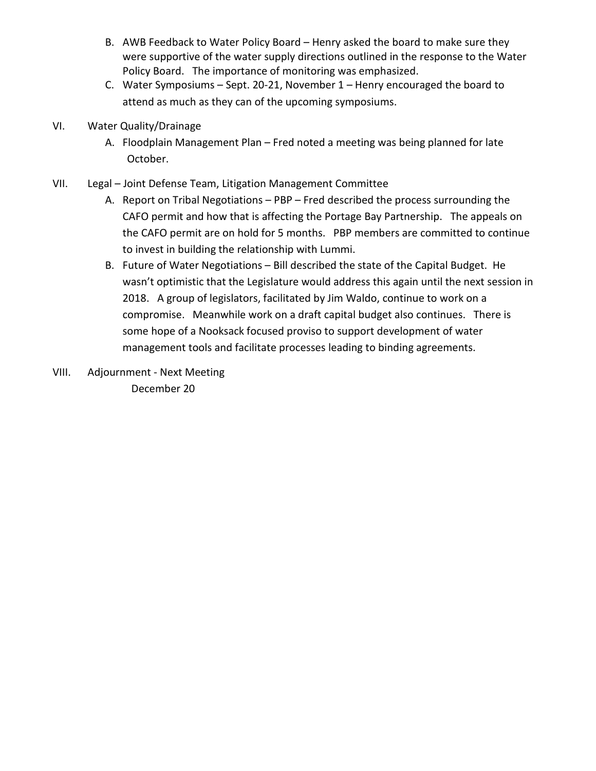B. AWB Feedback to Water Policy Board – Henry asked the board to make sure they were supportive of the water supply directions outlined in the response to the Water Policy Board. The importance of monitoring was emphasized.

C. Water Symposiums – Sept. 20-21, November 1 – Henry encouraged the board to attend as much as they can of the upcoming symposiums.

VI. Water Quality/Drainage

A. Floodplain Management Plan – Fred noted a meeting was being planned for late October.

VII. Legal – Joint Defense Team, Litigation Management Committee

A. Report on Tribal Negotiations – PBP – Fred described the process surrounding the CAFO permit and how that is affecting the Portage Bay Partnership. The appeals on the CAFO permit are on hold for 5 months. PBP members are committed to continue to invest in building the relationship with Lummi.

B. Future of Water Negotiations – Bill described the state of the Capital Budget. He wasn't optimistic that the Legislature would address this again until the next session in 2018. A group of legislators, facilitated by Jim Waldo, continue to work on a compromise. Meanwhile work on a draft capital budget also continues. There is some hope of a Nooksack focused proviso to support development of water management tools and facilitate processes leading to binding agreements.

VIII. Adjournment - Next Meeting

December 20